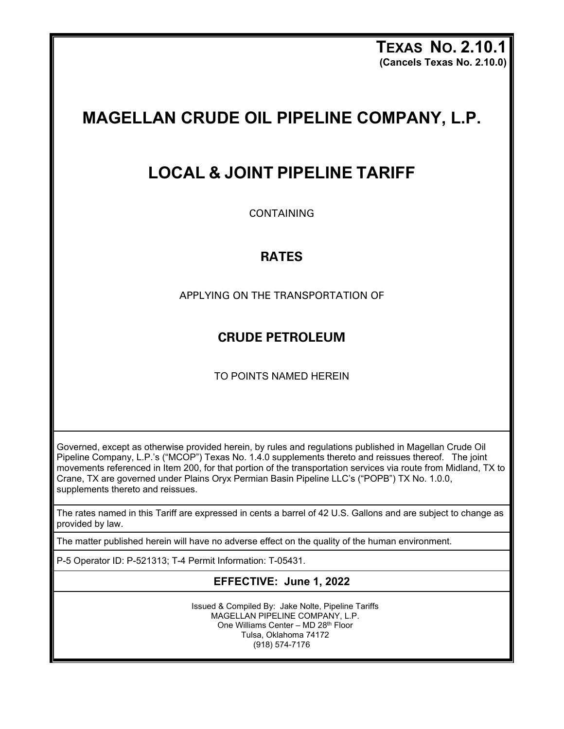**TEXAS NO. 2.10.1**
**(Cancels Texas No. 2.10.0)**

# MAGELLAN CRUDE OIL PIPELINE COMPANY, L.P.

# LOCAL & JOINT PIPELINE TARIFF

CONTAINING

## RATES

APPLYING ON THE TRANSPORTATION OF

## CRUDE PETROLEUM

TO POINTS NAMED HEREIN

Governed, except as otherwise provided herein, by rules and regulations published in Magellan Crude Oil Pipeline Company, L.P.'s ("MCOP") Texas No. 1.4.0 supplements thereto and reissues thereof. The joint movements referenced in Item 200, for that portion of the transportation services via route from Midland, TX to Crane, TX are governed under Plains Oryx Permian Basin Pipeline LLC's ("POPB") TX No. 1.0.0, supplements thereto and reissues.

The rates named in this Tariff are expressed in cents a barrel of 42 U.S. Gallons and are subject to change as provided by law.

The matter published herein will have no adverse effect on the quality of the human environment.

P-5 Operator ID: P-521313; T-4 Permit Information: T-05431.

**EFFECTIVE: June 1, 2022**

Issued & Compiled By: Jake Nolte, Pipeline Tariffs
MAGELLAN PIPELINE COMPANY, L.P.
One Williams Center – MD 28th Floor
Tulsa, Oklahoma 74172
(918) 574-7176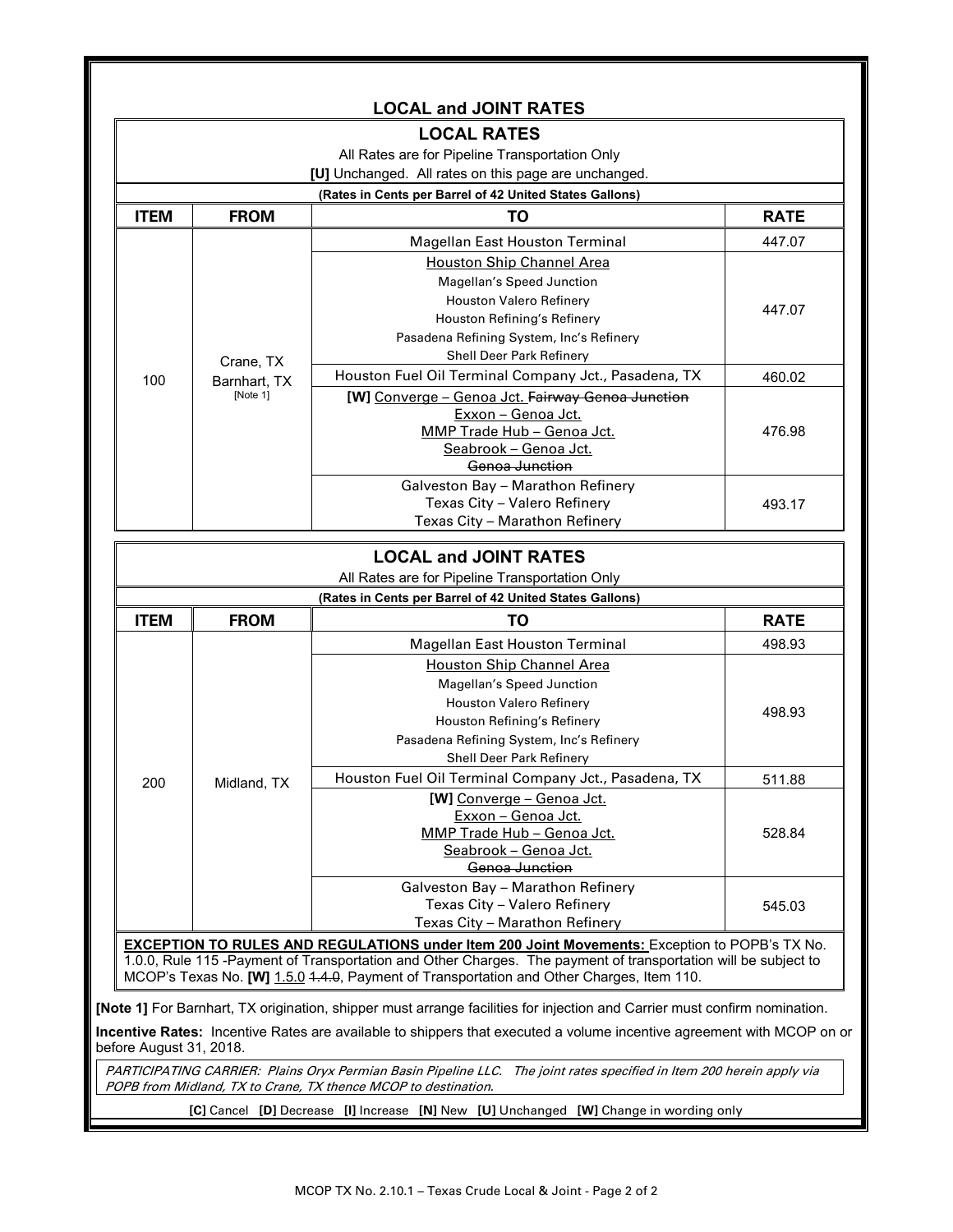# LOCAL and JOINT RATES

## LOCAL RATES

All Rates are for Pipeline Transportation Only

**[U]** Unchanged. All rates on this page are unchanged.

**(Rates in Cents per Barrel of 42 United States Gallons)**

| ITEM | FROM | TO | RATE |
|---|---|---|---|
| 100 | Crane, TX Barnhart, TX [Note 1] | Magellan East Houston Terminal | 447.07 |
| | | Houston Ship Channel Area<br>Magellan's Speed Junction<br>Houston Valero Refinery<br>Houston Refining's Refinery<br>Pasadena Refining System, Inc's Refinery<br>Shell Deer Park Refinery | 447.07 |
| | | Houston Fuel Oil Terminal Company Jct., Pasadena, TX | 460.02 |
| | | **[W]** Converge – Genoa Jct. ~~Fairway Genoa Junction~~<br>Exxon – Genoa Jct.<br>MMP Trade Hub – Genoa Jct.<br>Seabrook – Genoa Jct.<br>~~Genoa Junction~~ | 476.98 |
| | | Galveston Bay – Marathon Refinery<br>Texas City – Valero Refinery<br>Texas City – Marathon Refinery | 493.17 |

## LOCAL and JOINT RATES

All Rates are for Pipeline Transportation Only

**(Rates in Cents per Barrel of 42 United States Gallons)**

| ITEM | FROM | TO | RATE |
|---|---|---|---|
| 200 | Midland, TX | Magellan East Houston Terminal | 498.93 |
| | | Houston Ship Channel Area<br>Magellan's Speed Junction<br>Houston Valero Refinery<br>Houston Refining's Refinery<br>Pasadena Refining System, Inc's Refinery<br>Shell Deer Park Refinery | 498.93 |
| | | Houston Fuel Oil Terminal Company Jct., Pasadena, TX | 511.88 |
| | | **[W]** Converge – Genoa Jct.<br>Exxon – Genoa Jct.<br>MMP Trade Hub – Genoa Jct.<br>Seabrook – Genoa Jct.<br>~~Genoa Junction~~ | 528.84 |
| | | Galveston Bay – Marathon Refinery<br>Texas City – Valero Refinery<br>Texas City – Marathon Refinery | 545.03 |

**EXCEPTION TO RULES AND REGULATIONS under Item 200 Joint Movements:** Exception to POPB's TX No. 1.0.0, Rule 115 -Payment of Transportation and Other Charges. The payment of transportation will be subject to MCOP's Texas No. **[W]** 1.5.0 ~~1.4.0~~, Payment of Transportation and Other Charges, Item 110.

**[Note 1]** For Barnhart, TX origination, shipper must arrange facilities for injection and Carrier must confirm nomination.

**Incentive Rates:** Incentive Rates are available to shippers that executed a volume incentive agreement with MCOP on or before August 31, 2018.

*PARTICIPATING CARRIER: Plains Oryx Permian Basin Pipeline LLC. The joint rates specified in Item 200 herein apply via POPB from Midland, TX to Crane, TX thence MCOP to destination.*

**[C]** Cancel **[D]** Decrease **[I]** Increase **[N]** New **[U]** Unchanged **[W]** Change in wording only